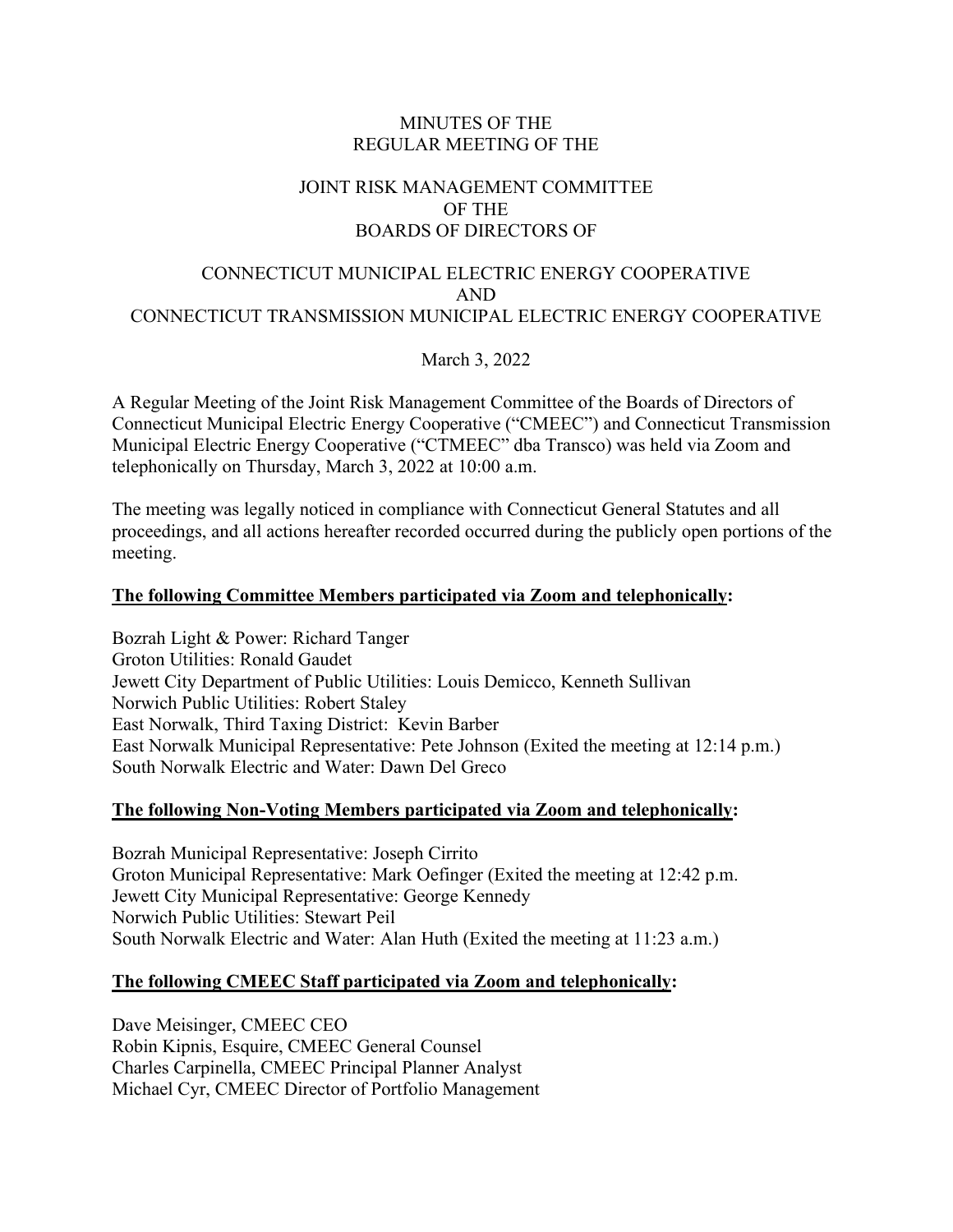# MINUTES OF THE REGULAR MEETING OF THE

## JOINT RISK MANAGEMENT COMMITTEE OF THE BOARDS OF DIRECTORS OF

## CONNECTICUT MUNICIPAL ELECTRIC ENERGY COOPERATIVE AND CONNECTICUT TRANSMISSION MUNICIPAL ELECTRIC ENERGY COOPERATIVE

March 3, 2022

A Regular Meeting of the Joint Risk Management Committee of the Boards of Directors of Connecticut Municipal Electric Energy Cooperative ("CMEEC") and Connecticut Transmission Municipal Electric Energy Cooperative ("CTMEEC" dba Transco) was held via Zoom and telephonically on Thursday, March 3, 2022 at 10:00 a.m.

The meeting was legally noticed in compliance with Connecticut General Statutes and all proceedings, and all actions hereafter recorded occurred during the publicly open portions of the meeting.

**The following Committee Members participated via Zoom and telephonically:**

Bozrah Light & Power: Richard Tanger
Groton Utilities: Ronald Gaudet
Jewett City Department of Public Utilities: Louis Demicco, Kenneth Sullivan
Norwich Public Utilities: Robert Staley
East Norwalk, Third Taxing District: Kevin Barber
East Norwalk Municipal Representative: Pete Johnson (Exited the meeting at 12:14 p.m.)
South Norwalk Electric and Water: Dawn Del Greco

**The following Non-Voting Members participated via Zoom and telephonically:**

Bozrah Municipal Representative: Joseph Cirrito
Groton Municipal Representative: Mark Oefinger (Exited the meeting at 12:42 p.m.
Jewett City Municipal Representative: George Kennedy
Norwich Public Utilities: Stewart Peil
South Norwalk Electric and Water: Alan Huth (Exited the meeting at 11:23 a.m.)

**The following CMEEC Staff participated via Zoom and telephonically:**

Dave Meisinger, CMEEC CEO
Robin Kipnis, Esquire, CMEEC General Counsel
Charles Carpinella, CMEEC Principal Planner Analyst
Michael Cyr, CMEEC Director of Portfolio Management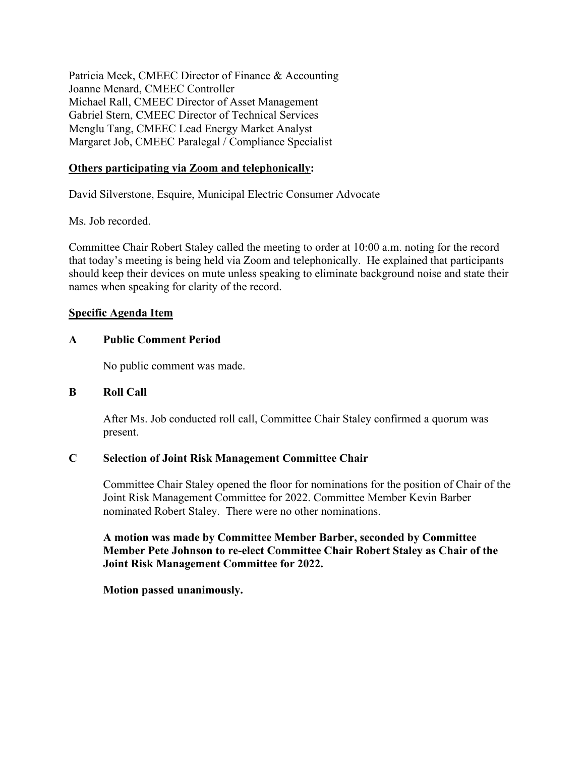Patricia Meek, CMEEC Director of Finance & Accounting
Joanne Menard, CMEEC Controller
Michael Rall, CMEEC Director of Asset Management
Gabriel Stern, CMEEC Director of Technical Services
Menglu Tang, CMEEC Lead Energy Market Analyst
Margaret Job, CMEEC Paralegal / Compliance Specialist

**Others participating via Zoom and telephonically:**

David Silverstone, Esquire, Municipal Electric Consumer Advocate

Ms. Job recorded.

Committee Chair Robert Staley called the meeting to order at 10:00 a.m. noting for the record that today's meeting is being held via Zoom and telephonically. He explained that participants should keep their devices on mute unless speaking to eliminate background noise and state their names when speaking for clarity of the record.

**Specific Agenda Item**

**A Public Comment Period**

No public comment was made.

**B Roll Call**

After Ms. Job conducted roll call, Committee Chair Staley confirmed a quorum was present.

**C Selection of Joint Risk Management Committee Chair**

Committee Chair Staley opened the floor for nominations for the position of Chair of the Joint Risk Management Committee for 2022. Committee Member Kevin Barber nominated Robert Staley. There were no other nominations.

**A motion was made by Committee Member Barber, seconded by Committee Member Pete Johnson to re-elect Committee Chair Robert Staley as Chair of the Joint Risk Management Committee for 2022.**

**Motion passed unanimously.**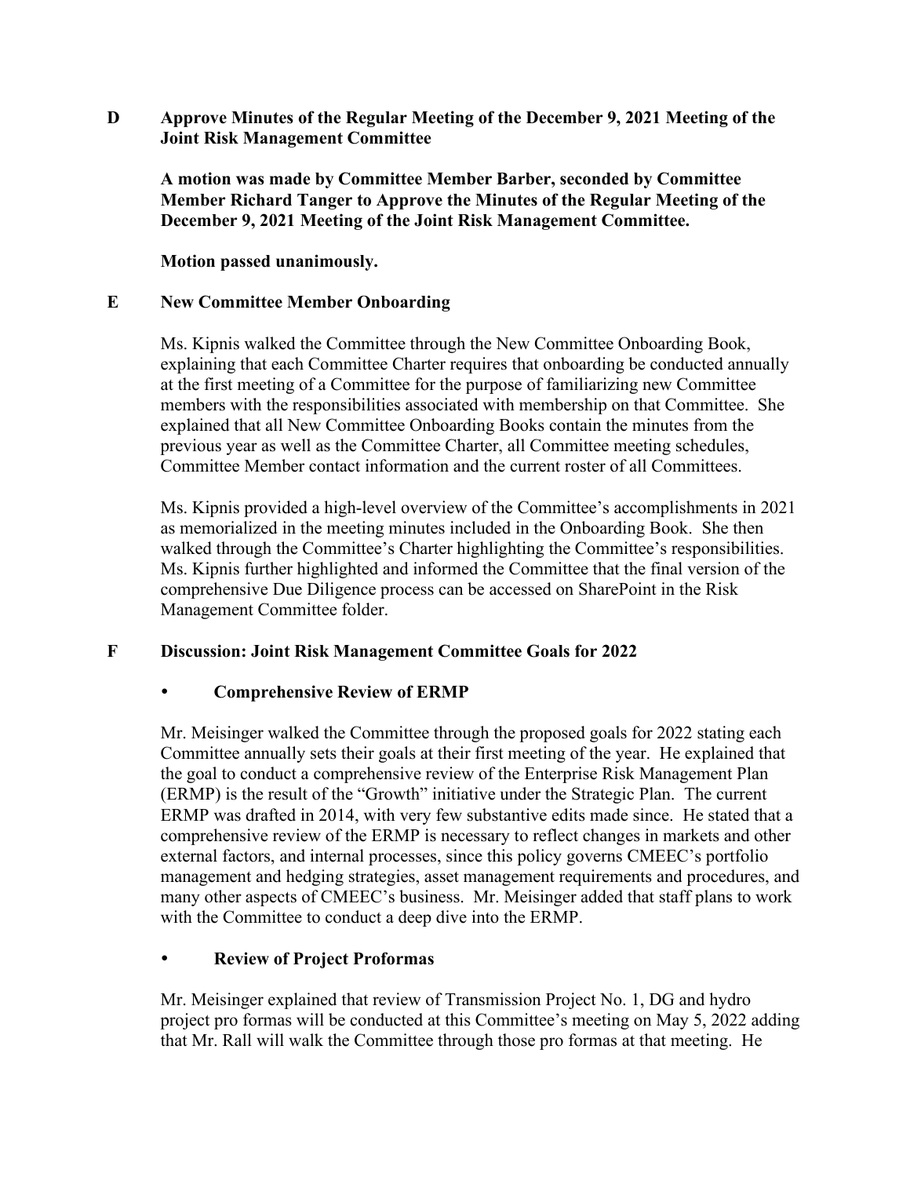**D Approve Minutes of the Regular Meeting of the December 9, 2021 Meeting of the Joint Risk Management Committee**

**A motion was made by Committee Member Barber, seconded by Committee Member Richard Tanger to Approve the Minutes of the Regular Meeting of the December 9, 2021 Meeting of the Joint Risk Management Committee.**

**Motion passed unanimously.**

**E New Committee Member Onboarding**

Ms. Kipnis walked the Committee through the New Committee Onboarding Book, explaining that each Committee Charter requires that onboarding be conducted annually at the first meeting of a Committee for the purpose of familiarizing new Committee members with the responsibilities associated with membership on that Committee. She explained that all New Committee Onboarding Books contain the minutes from the previous year as well as the Committee Charter, all Committee meeting schedules, Committee Member contact information and the current roster of all Committees.

Ms. Kipnis provided a high-level overview of the Committee's accomplishments in 2021 as memorialized in the meeting minutes included in the Onboarding Book. She then walked through the Committee's Charter highlighting the Committee's responsibilities. Ms. Kipnis further highlighted and informed the Committee that the final version of the comprehensive Due Diligence process can be accessed on SharePoint in the Risk Management Committee folder.

**F Discussion: Joint Risk Management Committee Goals for 2022**

- **Comprehensive Review of ERMP**

Mr. Meisinger walked the Committee through the proposed goals for 2022 stating each Committee annually sets their goals at their first meeting of the year. He explained that the goal to conduct a comprehensive review of the Enterprise Risk Management Plan (ERMP) is the result of the "Growth" initiative under the Strategic Plan. The current ERMP was drafted in 2014, with very few substantive edits made since. He stated that a comprehensive review of the ERMP is necessary to reflect changes in markets and other external factors, and internal processes, since this policy governs CMEEC's portfolio management and hedging strategies, asset management requirements and procedures, and many other aspects of CMEEC's business. Mr. Meisinger added that staff plans to work with the Committee to conduct a deep dive into the ERMP.

- **Review of Project Proformas**

Mr. Meisinger explained that review of Transmission Project No. 1, DG and hydro project pro formas will be conducted at this Committee's meeting on May 5, 2022 adding that Mr. Rall will walk the Committee through those pro formas at that meeting. He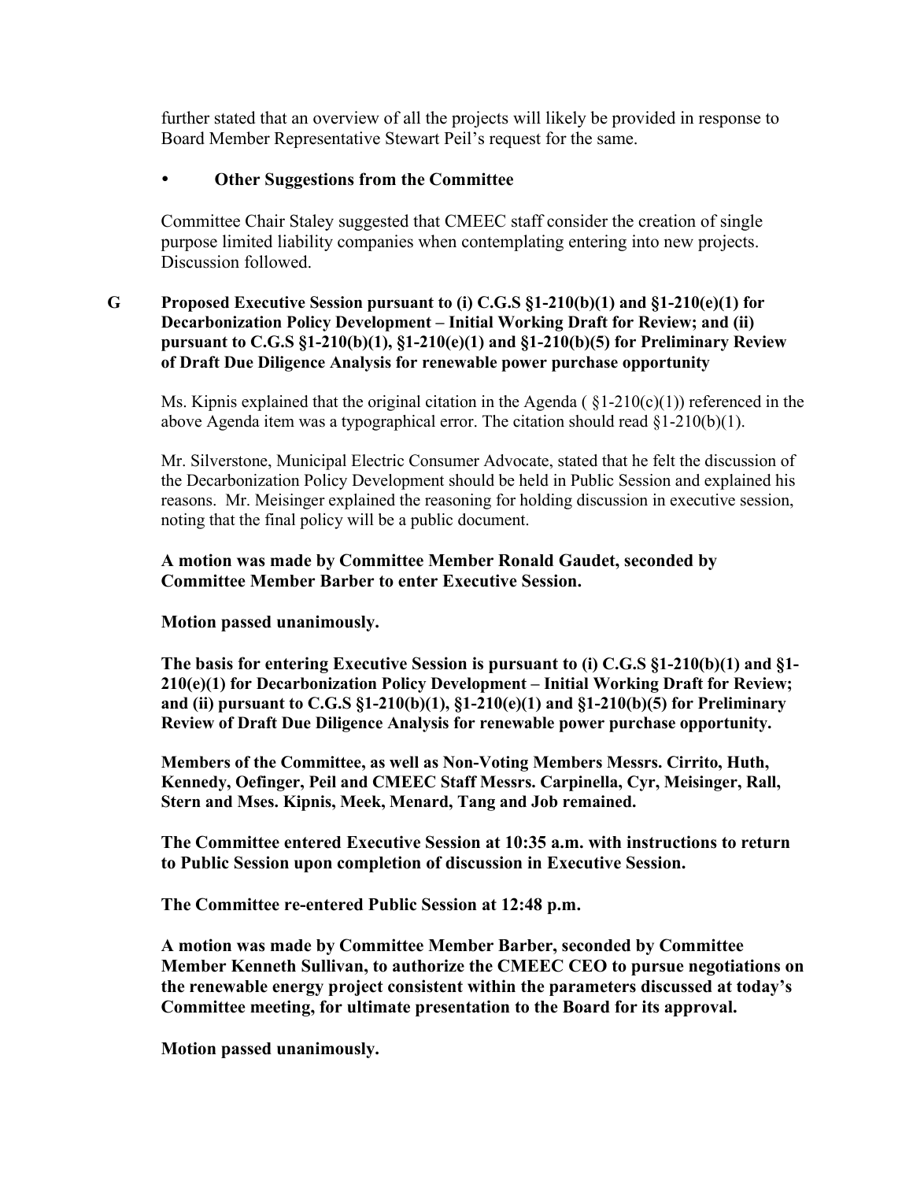further stated that an overview of all the projects will likely be provided in response to Board Member Representative Stewart Peil's request for the same.

- **Other Suggestions from the Committee**

Committee Chair Staley suggested that CMEEC staff consider the creation of single purpose limited liability companies when contemplating entering into new projects. Discussion followed.

**G Proposed Executive Session pursuant to (i) C.G.S §1-210(b)(1) and §1-210(e)(1) for Decarbonization Policy Development – Initial Working Draft for Review; and (ii) pursuant to C.G.S §1-210(b)(1), §1-210(e)(1) and §1-210(b)(5) for Preliminary Review of Draft Due Diligence Analysis for renewable power purchase opportunity**

Ms. Kipnis explained that the original citation in the Agenda ( §1-210(c)(1)) referenced in the above Agenda item was a typographical error. The citation should read §1-210(b)(1).

Mr. Silverstone, Municipal Electric Consumer Advocate, stated that he felt the discussion of the Decarbonization Policy Development should be held in Public Session and explained his reasons. Mr. Meisinger explained the reasoning for holding discussion in executive session, noting that the final policy will be a public document.

**A motion was made by Committee Member Ronald Gaudet, seconded by Committee Member Barber to enter Executive Session.**

**Motion passed unanimously.**

**The basis for entering Executive Session is pursuant to (i) C.G.S §1-210(b)(1) and §1-210(e)(1) for Decarbonization Policy Development – Initial Working Draft for Review; and (ii) pursuant to C.G.S §1-210(b)(1), §1-210(e)(1) and §1-210(b)(5) for Preliminary Review of Draft Due Diligence Analysis for renewable power purchase opportunity.**

**Members of the Committee, as well as Non-Voting Members Messrs. Cirrito, Huth, Kennedy, Oefinger, Peil and CMEEC Staff Messrs. Carpinella, Cyr, Meisinger, Rall, Stern and Mses. Kipnis, Meek, Menard, Tang and Job remained.**

**The Committee entered Executive Session at 10:35 a.m. with instructions to return to Public Session upon completion of discussion in Executive Session.**

**The Committee re-entered Public Session at 12:48 p.m.**

**A motion was made by Committee Member Barber, seconded by Committee Member Kenneth Sullivan, to authorize the CMEEC CEO to pursue negotiations on the renewable energy project consistent within the parameters discussed at today's Committee meeting, for ultimate presentation to the Board for its approval.**

**Motion passed unanimously.**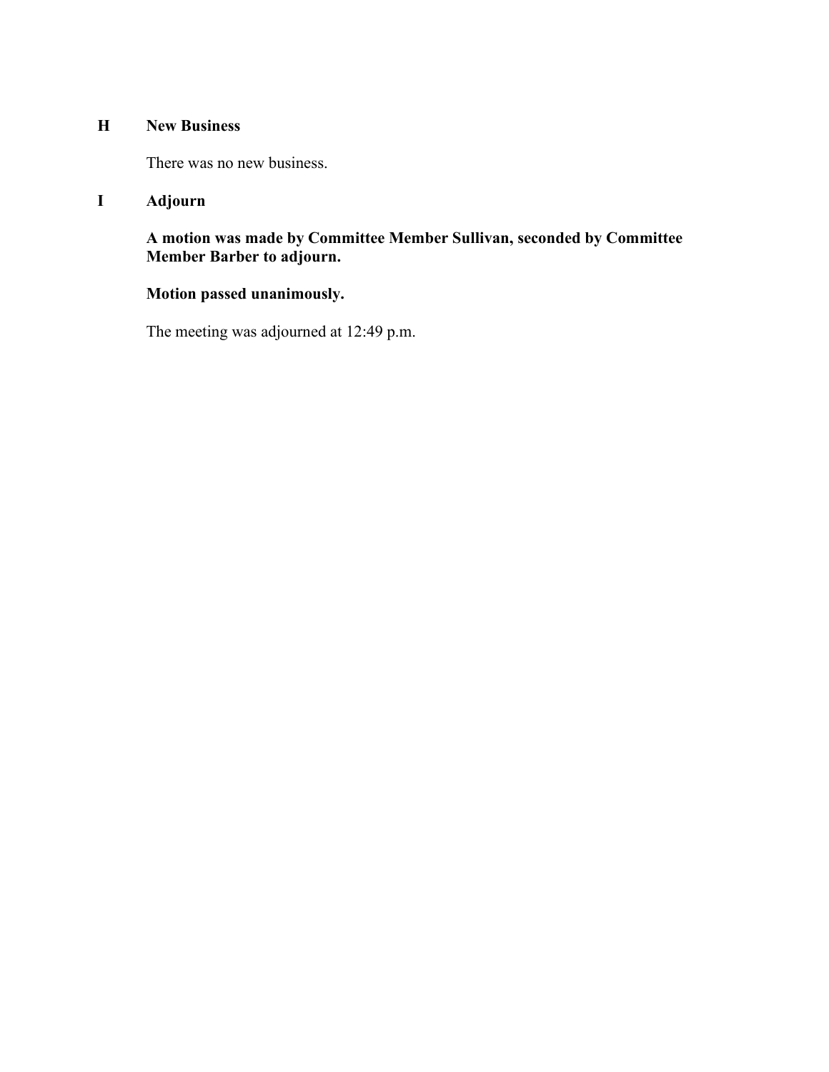## H New Business

There was no new business.

## I Adjourn

**A motion was made by Committee Member Sullivan, seconded by Committee Member Barber to adjourn.**

**Motion passed unanimously.**

The meeting was adjourned at 12:49 p.m.